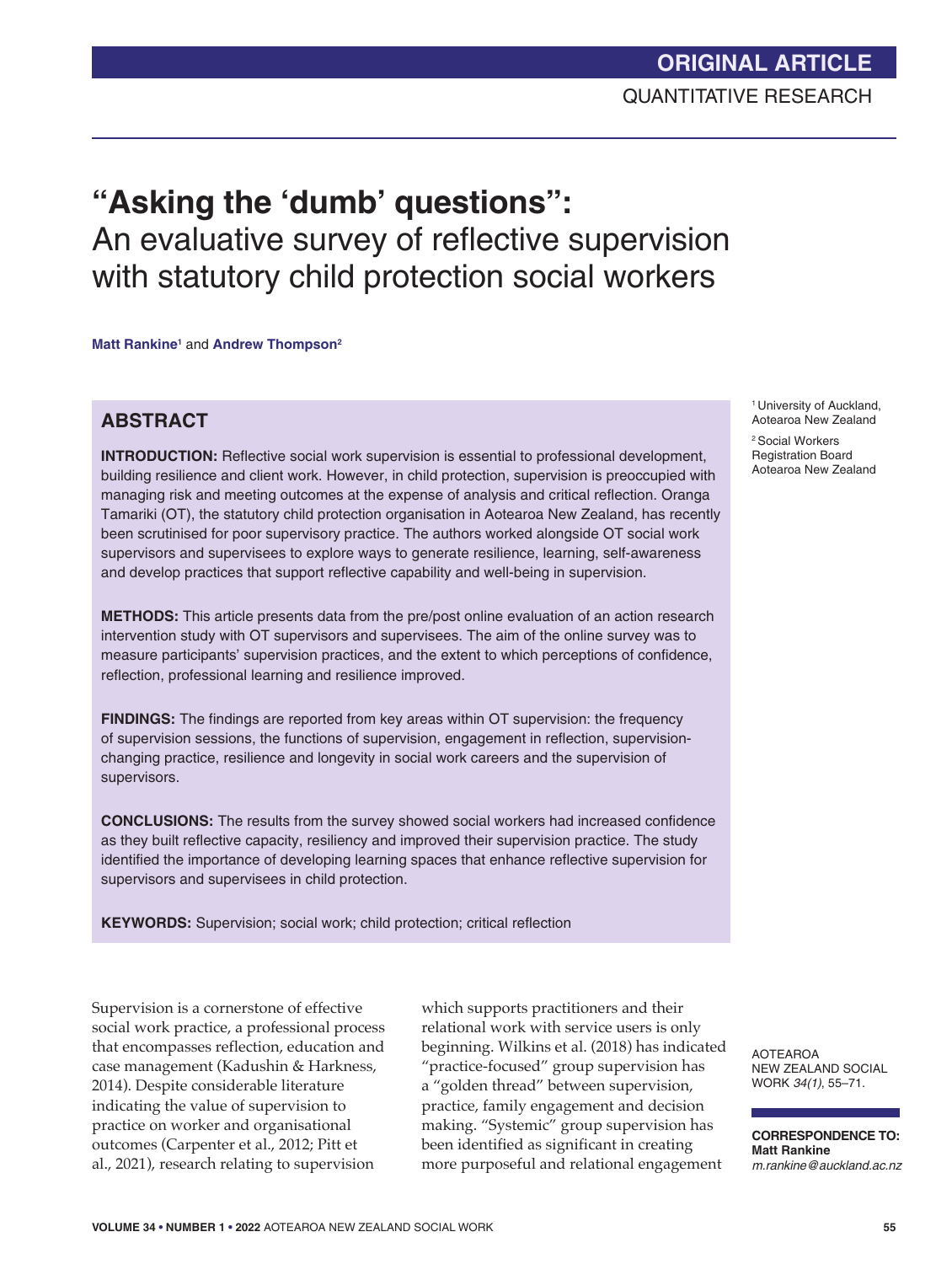ORIGINAL ARTICLE

QUANTITATIVE RESEARCH

# "Asking the 'dumb' questions": An evaluative survey of reflective supervision with statutory child protection social workers

**Matt Rankine**[1] and **Andrew Thompson**[2]

[1] University of Auckland, Aotearoa New Zealand

[2] Social Workers Registration Board Aotearoa New Zealand

## ABSTRACT

**INTRODUCTION:** Reflective social work supervision is essential to professional development, building resilience and client work. However, in child protection, supervision is preoccupied with managing risk and meeting outcomes at the expense of analysis and critical reflection. Oranga Tamariki (OT), the statutory child protection organisation in Aotearoa New Zealand, has recently been scrutinised for poor supervisory practice. The authors worked alongside OT social work supervisors and supervisees to explore ways to generate resilience, learning, self-awareness and develop practices that support reflective capability and well-being in supervision.

**METHODS:** This article presents data from the pre/post online evaluation of an action research intervention study with OT supervisors and supervisees. The aim of the online survey was to measure participants' supervision practices, and the extent to which perceptions of confidence, reflection, professional learning and resilience improved.

**FINDINGS:** The findings are reported from key areas within OT supervision: the frequency of supervision sessions, the functions of supervision, engagement in reflection, supervision-changing practice, resilience and longevity in social work careers and the supervision of supervisors.

**CONCLUSIONS:** The results from the survey showed social workers had increased confidence as they built reflective capacity, resiliency and improved their supervision practice. The study identified the importance of developing learning spaces that enhance reflective supervision for supervisors and supervisees in child protection.

**KEYWORDS:** Supervision; social work; child protection; critical reflection

AOTEAROA NEW ZEALAND SOCIAL WORK *34(1)*, 55–71.

**CORRESPONDENCE TO:**
**Matt Rankine**
*m.rankine@auckland.ac.nz*

Supervision is a cornerstone of effective social work practice, a professional process that encompasses reflection, education and case management (Kadushin & Harkness, 2014). Despite considerable literature indicating the value of supervision to practice on worker and organisational outcomes (Carpenter et al., 2012; Pitt et al., 2021), research relating to supervision which supports practitioners and their relational work with service users is only beginning. Wilkins et al. (2018) has indicated "practice-focused" group supervision has a "golden thread" between supervision, practice, family engagement and decision making. "Systemic" group supervision has been identified as significant in creating more purposeful and relational engagement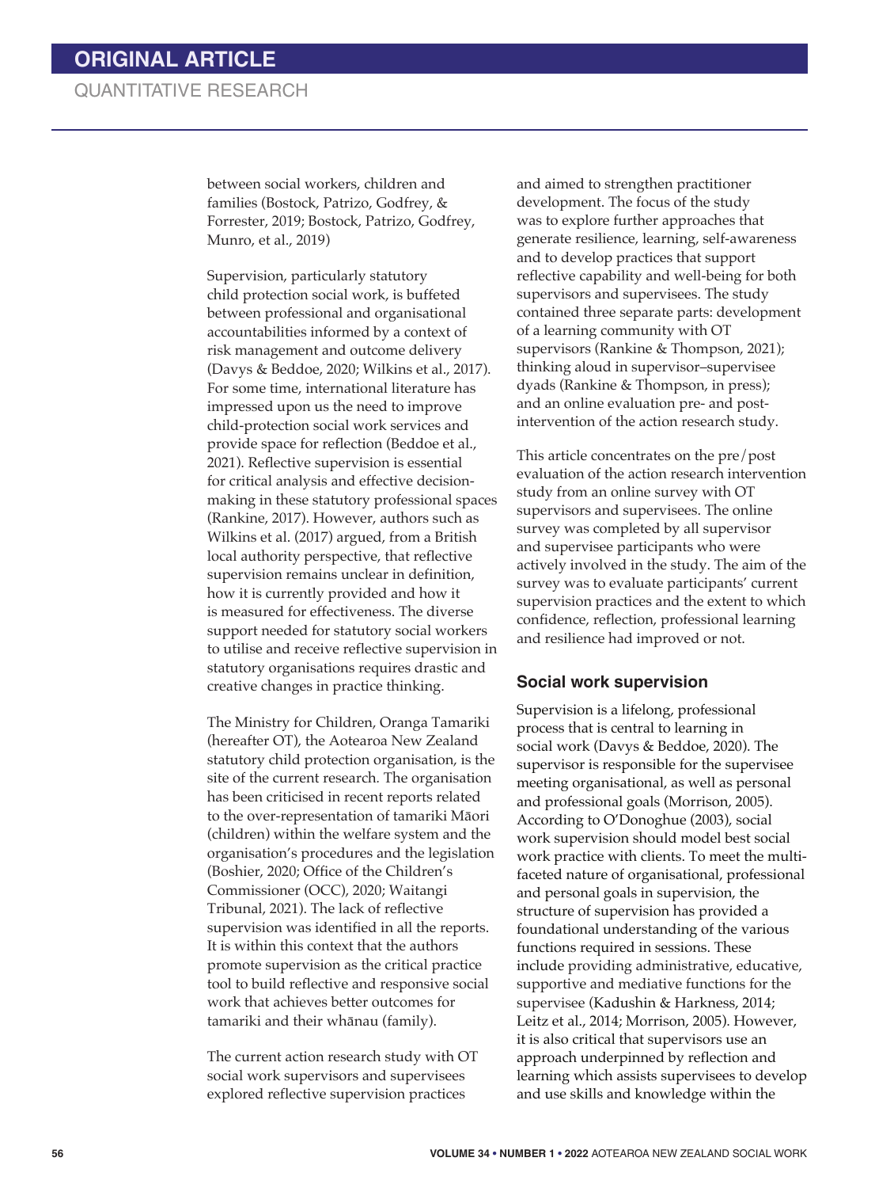between social workers, children and families (Bostock, Patrizo, Godfrey, & Forrester, 2019; Bostock, Patrizo, Godfrey, Munro, et al., 2019)

Supervision, particularly statutory child protection social work, is buffeted between professional and organisational accountabilities informed by a context of risk management and outcome delivery (Davys & Beddoe, 2020; Wilkins et al., 2017). For some time, international literature has impressed upon us the need to improve child-protection social work services and provide space for reflection (Beddoe et al., 2021). Reflective supervision is essential for critical analysis and effective decision-making in these statutory professional spaces (Rankine, 2017). However, authors such as Wilkins et al. (2017) argued, from a British local authority perspective, that reflective supervision remains unclear in definition, how it is currently provided and how it is measured for effectiveness. The diverse support needed for statutory social workers to utilise and receive reflective supervision in statutory organisations requires drastic and creative changes in practice thinking.

The Ministry for Children, Oranga Tamariki (hereafter OT), the Aotearoa New Zealand statutory child protection organisation, is the site of the current research. The organisation has been criticised in recent reports related to the over-representation of tamariki Māori (children) within the welfare system and the organisation's procedures and the legislation (Boshier, 2020; Office of the Children's Commissioner (OCC), 2020; Waitangi Tribunal, 2021). The lack of reflective supervision was identified in all the reports. It is within this context that the authors promote supervision as the critical practice tool to build reflective and responsive social work that achieves better outcomes for tamariki and their whānau (family).

The current action research study with OT social work supervisors and supervisees explored reflective supervision practices and aimed to strengthen practitioner development. The focus of the study was to explore further approaches that generate resilience, learning, self-awareness and to develop practices that support reflective capability and well-being for both supervisors and supervisees. The study contained three separate parts: development of a learning community with OT supervisors (Rankine & Thompson, 2021); thinking aloud in supervisor–supervisee dyads (Rankine & Thompson, in press); and an online evaluation pre- and post-intervention of the action research study.

This article concentrates on the pre/post evaluation of the action research intervention study from an online survey with OT supervisors and supervisees. The online survey was completed by all supervisor and supervisee participants who were actively involved in the study. The aim of the survey was to evaluate participants' current supervision practices and the extent to which confidence, reflection, professional learning and resilience had improved or not.

## Social work supervision

Supervision is a lifelong, professional process that is central to learning in social work (Davys & Beddoe, 2020). The supervisor is responsible for the supervisee meeting organisational, as well as personal and professional goals (Morrison, 2005). According to O'Donoghue (2003), social work supervision should model best social work practice with clients. To meet the multi-faceted nature of organisational, professional and personal goals in supervision, the structure of supervision has provided a foundational understanding of the various functions required in sessions. These include providing administrative, educative, supportive and mediative functions for the supervisee (Kadushin & Harkness, 2014; Leitz et al., 2014; Morrison, 2005). However, it is also critical that supervisors use an approach underpinned by reflection and learning which assists supervisees to develop and use skills and knowledge within the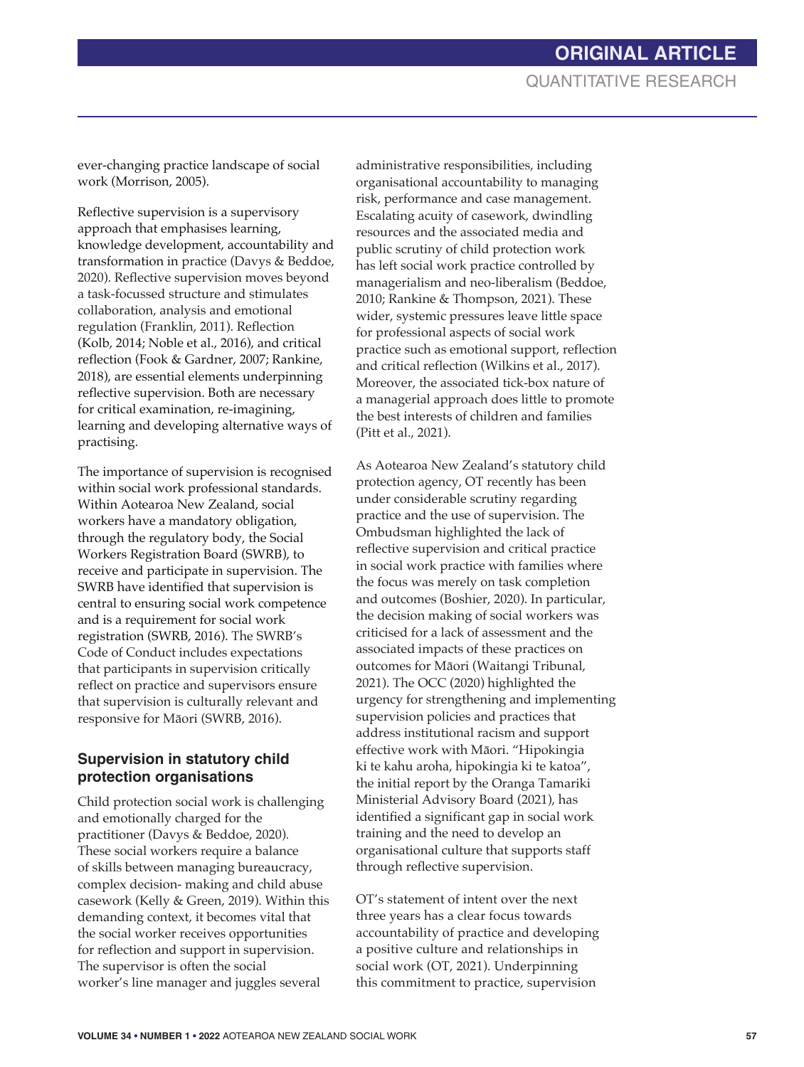ever-changing practice landscape of social work (Morrison, 2005).

Reflective supervision is a supervisory approach that emphasises learning, knowledge development, accountability and transformation in practice (Davys & Beddoe, 2020). Reflective supervision moves beyond a task-focussed structure and stimulates collaboration, analysis and emotional regulation (Franklin, 2011). Reflection (Kolb, 2014; Noble et al., 2016), and critical reflection (Fook & Gardner, 2007; Rankine, 2018), are essential elements underpinning reflective supervision. Both are necessary for critical examination, re-imagining, learning and developing alternative ways of practising.

The importance of supervision is recognised within social work professional standards. Within Aotearoa New Zealand, social workers have a mandatory obligation, through the regulatory body, the Social Workers Registration Board (SWRB), to receive and participate in supervision. The SWRB have identified that supervision is central to ensuring social work competence and is a requirement for social work registration (SWRB, 2016). The SWRB's Code of Conduct includes expectations that participants in supervision critically reflect on practice and supervisors ensure that supervision is culturally relevant and responsive for Māori (SWRB, 2016).

## Supervision in statutory child protection organisations

Child protection social work is challenging and emotionally charged for the practitioner (Davys & Beddoe, 2020). These social workers require a balance of skills between managing bureaucracy, complex decision- making and child abuse casework (Kelly & Green, 2019). Within this demanding context, it becomes vital that the social worker receives opportunities for reflection and support in supervision. The supervisor is often the social worker's line manager and juggles several administrative responsibilities, including organisational accountability to managing risk, performance and case management. Escalating acuity of casework, dwindling resources and the associated media and public scrutiny of child protection work has left social work practice controlled by managerialism and neo-liberalism (Beddoe, 2010; Rankine & Thompson, 2021). These wider, systemic pressures leave little space for professional aspects of social work practice such as emotional support, reflection and critical reflection (Wilkins et al., 2017). Moreover, the associated tick-box nature of a managerial approach does little to promote the best interests of children and families (Pitt et al., 2021).

As Aotearoa New Zealand's statutory child protection agency, OT recently has been under considerable scrutiny regarding practice and the use of supervision. The Ombudsman highlighted the lack of reflective supervision and critical practice in social work practice with families where the focus was merely on task completion and outcomes (Boshier, 2020). In particular, the decision making of social workers was criticised for a lack of assessment and the associated impacts of these practices on outcomes for Māori (Waitangi Tribunal, 2021). The OCC (2020) highlighted the urgency for strengthening and implementing supervision policies and practices that address institutional racism and support effective work with Māori. "Hipokingia ki te kahu aroha, hipokingia ki te katoa", the initial report by the Oranga Tamariki Ministerial Advisory Board (2021), has identified a significant gap in social work training and the need to develop an organisational culture that supports staff through reflective supervision.

OT's statement of intent over the next three years has a clear focus towards accountability of practice and developing a positive culture and relationships in social work (OT, 2021). Underpinning this commitment to practice, supervision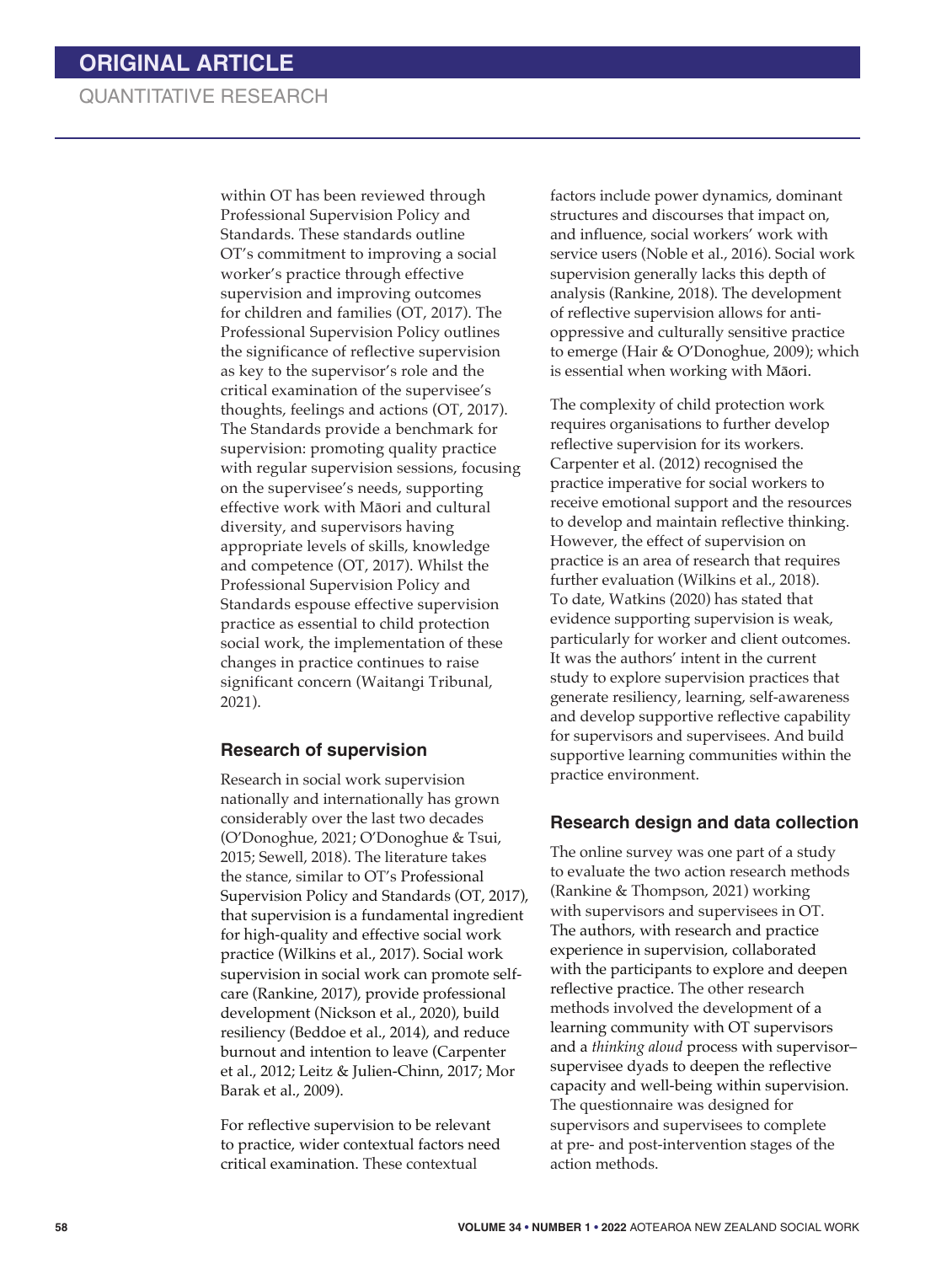within OT has been reviewed through Professional Supervision Policy and Standards. These standards outline OT's commitment to improving a social worker's practice through effective supervision and improving outcomes for children and families (OT, 2017). The Professional Supervision Policy outlines the significance of reflective supervision as key to the supervisor's role and the critical examination of the supervisee's thoughts, feelings and actions (OT, 2017). The Standards provide a benchmark for supervision: promoting quality practice with regular supervision sessions, focusing on the supervisee's needs, supporting effective work with Māori and cultural diversity, and supervisors having appropriate levels of skills, knowledge and competence (OT, 2017). Whilst the Professional Supervision Policy and Standards espouse effective supervision practice as essential to child protection social work, the implementation of these changes in practice continues to raise significant concern (Waitangi Tribunal, 2021).

## Research of supervision

Research in social work supervision nationally and internationally has grown considerably over the last two decades (O'Donoghue, 2021; O'Donoghue & Tsui, 2015; Sewell, 2018). The literature takes the stance, similar to OT's Professional Supervision Policy and Standards (OT, 2017), that supervision is a fundamental ingredient for high-quality and effective social work practice (Wilkins et al., 2017). Social work supervision in social work can promote self-care (Rankine, 2017), provide professional development (Nickson et al., 2020), build resiliency (Beddoe et al., 2014), and reduce burnout and intention to leave (Carpenter et al., 2012; Leitz & Julien-Chinn, 2017; Mor Barak et al., 2009).

For reflective supervision to be relevant to practice, wider contextual factors need critical examination. These contextual factors include power dynamics, dominant structures and discourses that impact on, and influence, social workers' work with service users (Noble et al., 2016). Social work supervision generally lacks this depth of analysis (Rankine, 2018). The development of reflective supervision allows for anti-oppressive and culturally sensitive practice to emerge (Hair & O'Donoghue, 2009); which is essential when working with Māori.

The complexity of child protection work requires organisations to further develop reflective supervision for its workers. Carpenter et al. (2012) recognised the practice imperative for social workers to receive emotional support and the resources to develop and maintain reflective thinking. However, the effect of supervision on practice is an area of research that requires further evaluation (Wilkins et al., 2018). To date, Watkins (2020) has stated that evidence supporting supervision is weak, particularly for worker and client outcomes. It was the authors' intent in the current study to explore supervision practices that generate resiliency, learning, self-awareness and develop supportive reflective capability for supervisors and supervisees. And build supportive learning communities within the practice environment.

## Research design and data collection

The online survey was one part of a study to evaluate the two action research methods (Rankine & Thompson, 2021) working with supervisors and supervisees in OT. The authors, with research and practice experience in supervision, collaborated with the participants to explore and deepen reflective practice. The other research methods involved the development of a learning community with OT supervisors and a *thinking aloud* process with supervisor–supervisee dyads to deepen the reflective capacity and well-being within supervision. The questionnaire was designed for supervisors and supervisees to complete at pre- and post-intervention stages of the action methods.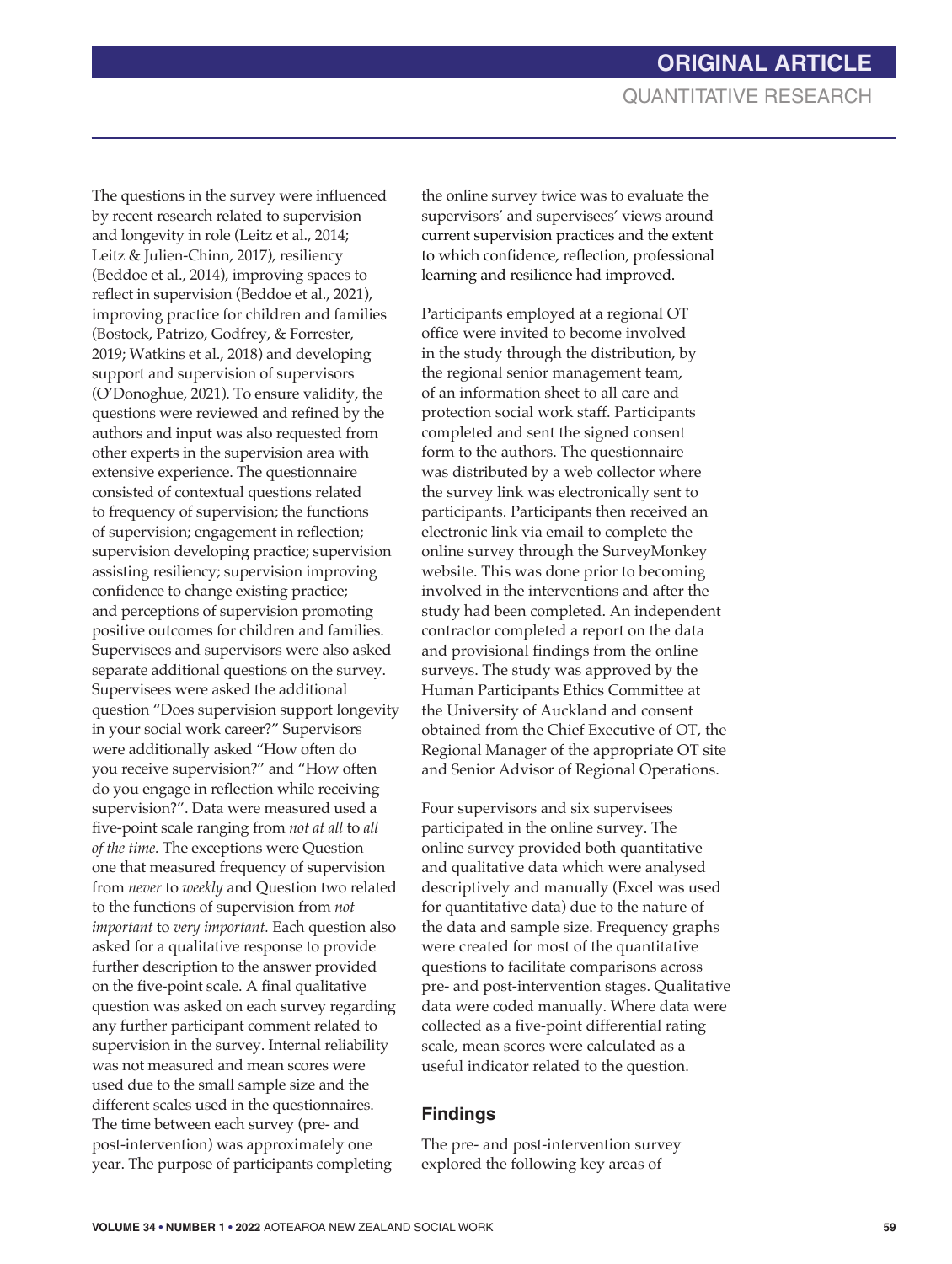The questions in the survey were influenced by recent research related to supervision and longevity in role (Leitz et al., 2014; Leitz & Julien-Chinn, 2017), resiliency (Beddoe et al., 2014), improving spaces to reflect in supervision (Beddoe et al., 2021), improving practice for children and families (Bostock, Patrizo, Godfrey, & Forrester, 2019; Watkins et al., 2018) and developing support and supervision of supervisors (O'Donoghue, 2021). To ensure validity, the questions were reviewed and refined by the authors and input was also requested from other experts in the supervision area with extensive experience. The questionnaire consisted of contextual questions related to frequency of supervision; the functions of supervision; engagement in reflection; supervision developing practice; supervision assisting resiliency; supervision improving confidence to change existing practice; and perceptions of supervision promoting positive outcomes for children and families. Supervisees and supervisors were also asked separate additional questions on the survey. Supervisees were asked the additional question "Does supervision support longevity in your social work career?" Supervisors were additionally asked "How often do you receive supervision?" and "How often do you engage in reflection while receiving supervision?". Data were measured used a five-point scale ranging from *not at all* to *all of the time.* The exceptions were Question one that measured frequency of supervision from *never* to *weekly* and Question two related to the functions of supervision from *not important* to *very important.* Each question also asked for a qualitative response to provide further description to the answer provided on the five-point scale. A final qualitative question was asked on each survey regarding any further participant comment related to supervision in the survey. Internal reliability was not measured and mean scores were used due to the small sample size and the different scales used in the questionnaires. The time between each survey (pre- and post-intervention) was approximately one year. The purpose of participants completing the online survey twice was to evaluate the supervisors' and supervisees' views around current supervision practices and the extent to which confidence, reflection, professional learning and resilience had improved.

Participants employed at a regional OT office were invited to become involved in the study through the distribution, by the regional senior management team, of an information sheet to all care and protection social work staff. Participants completed and sent the signed consent form to the authors. The questionnaire was distributed by a web collector where the survey link was electronically sent to participants. Participants then received an electronic link via email to complete the online survey through the SurveyMonkey website. This was done prior to becoming involved in the interventions and after the study had been completed. An independent contractor completed a report on the data and provisional findings from the online surveys. The study was approved by the Human Participants Ethics Committee at the University of Auckland and consent obtained from the Chief Executive of OT, the Regional Manager of the appropriate OT site and Senior Advisor of Regional Operations.

Four supervisors and six supervisees participated in the online survey. The online survey provided both quantitative and qualitative data which were analysed descriptively and manually (Excel was used for quantitative data) due to the nature of the data and sample size. Frequency graphs were created for most of the quantitative questions to facilitate comparisons across pre- and post-intervention stages. Qualitative data were coded manually. Where data were collected as a five-point differential rating scale, mean scores were calculated as a useful indicator related to the question.

## Findings

The pre- and post-intervention survey explored the following key areas of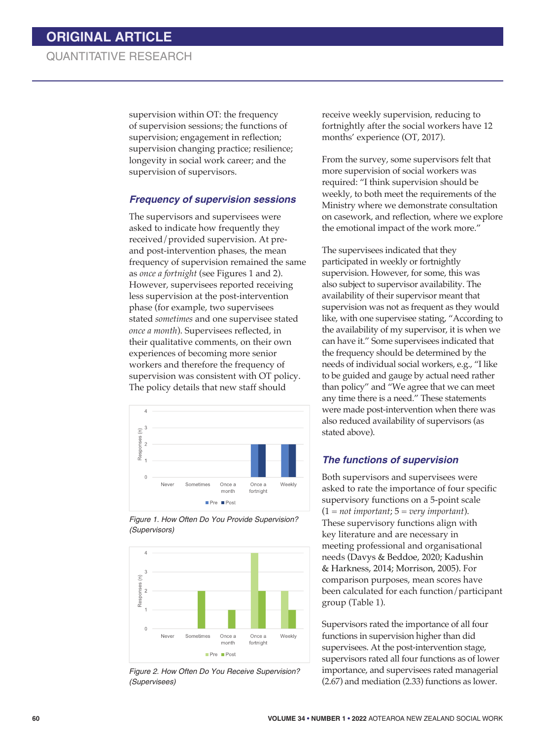supervision within OT: the frequency of supervision sessions; the functions of supervision; engagement in reflection; supervision changing practice; resilience; longevity in social work career; and the supervision of supervisors.

### *Frequency of supervision sessions*

The supervisors and supervisees were asked to indicate how frequently they received/provided supervision. At pre- and post-intervention phases, the mean frequency of supervision remained the same as *once a fortnight* (see Figures 1 and 2). However, supervisees reported receiving less supervision at the post-intervention phase (for example, two supervisees stated *sometimes* and one supervisee stated *once a month*). Supervisees reflected, in their qualitative comments, on their own experiences of becoming more senior workers and therefore the frequency of supervision was consistent with OT policy. The policy details that new staff should receive weekly supervision, reducing to fortnightly after the social workers have 12 months' experience (OT, 2017).

*Figure 1. How Often Do You Provide Supervision? (Supervisors)*

*Figure 2. How Often Do You Receive Supervision? (Supervisees)*

From the survey, some supervisors felt that more supervision of social workers was required: "I think supervision should be weekly, to both meet the requirements of the Ministry where we demonstrate consultation on casework, and reflection, where we explore the emotional impact of the work more."

The supervisees indicated that they participated in weekly or fortnightly supervision. However, for some, this was also subject to supervisor availability. The availability of their supervisor meant that supervision was not as frequent as they would like, with one supervisee stating, "According to the availability of my supervisor, it is when we can have it." Some supervisees indicated that the frequency should be determined by the needs of individual social workers, e.g., "I like to be guided and gauge by actual need rather than policy" and "We agree that we can meet any time there is a need." These statements were made post-intervention when there was also reduced availability of supervisors (as stated above).

### *The functions of supervision*

Both supervisors and supervisees were asked to rate the importance of four specific supervisory functions on a 5-point scale (1 = *not important*; 5 = *very important*). These supervisory functions align with key literature and are necessary in meeting professional and organisational needs (Davys & Beddoe, 2020; Kadushin & Harkness, 2014; Morrison, 2005). For comparison purposes, mean scores have been calculated for each function/participant group (Table 1).

Supervisors rated the importance of all four functions in supervision higher than did supervisees. At the post-intervention stage, supervisors rated all four functions as of lower importance, and supervisees rated managerial (2.67) and mediation (2.33) functions as lower.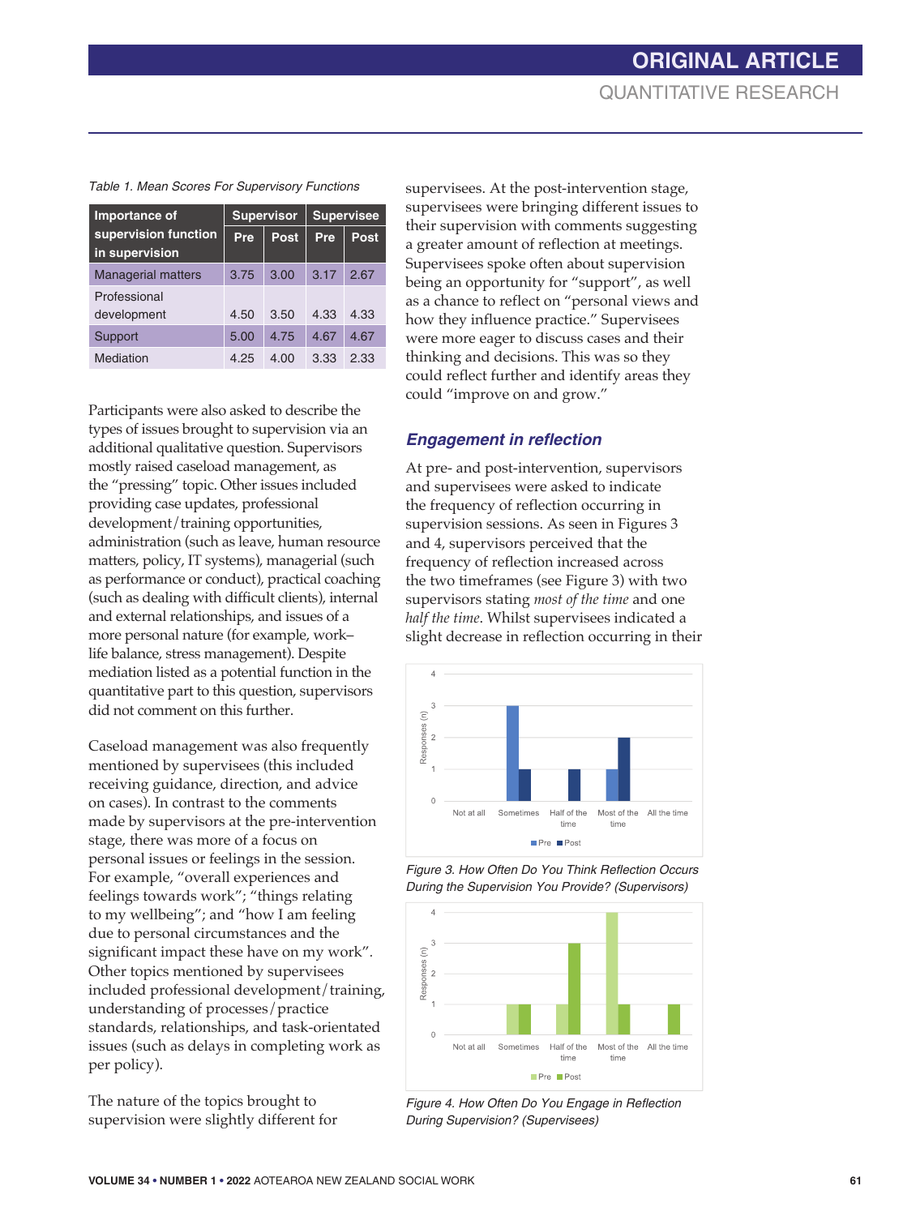Table 1. Mean Scores For Supervisory Functions

| Importance of supervision function in supervision | Supervisor | | Supervisee | |
|---|---|---|---|---|
| | Pre | Post | Pre | Post |
| Managerial matters | 3.75 | 3.00 | 3.17 | 2.67 |
| Professional development | 4.50 | 3.50 | 4.33 | 4.33 |
| Support | 5.00 | 4.75 | 4.67 | 4.67 |
| Mediation | 4.25 | 4.00 | 3.33 | 2.33 |

Participants were also asked to describe the types of issues brought to supervision via an additional qualitative question. Supervisors mostly raised caseload management, as the "pressing" topic. Other issues included providing case updates, professional development/training opportunities, administration (such as leave, human resource matters, policy, IT systems), managerial (such as performance or conduct), practical coaching (such as dealing with difficult clients), internal and external relationships, and issues of a more personal nature (for example, work–life balance, stress management). Despite mediation listed as a potential function in the quantitative part to this question, supervisors did not comment on this further.

Caseload management was also frequently mentioned by supervisees (this included receiving guidance, direction, and advice on cases). In contrast to the comments made by supervisors at the pre-intervention stage, there was more of a focus on personal issues or feelings in the session. For example, "overall experiences and feelings towards work"; "things relating to my wellbeing"; and "how I am feeling due to personal circumstances and the significant impact these have on my work". Other topics mentioned by supervisees included professional development/training, understanding of processes/practice standards, relationships, and task-orientated issues (such as delays in completing work as per policy).

The nature of the topics brought to supervision were slightly different for supervisees. At the post-intervention stage, supervisees were bringing different issues to their supervision with comments suggesting a greater amount of reflection at meetings. Supervisees spoke often about supervision being an opportunity for "support", as well as a chance to reflect on "personal views and how they influence practice." Supervisees were more eager to discuss cases and their thinking and decisions. This was so they could reflect further and identify areas they could "improve on and grow."

## *Engagement in reflection*

At pre- and post-intervention, supervisors and supervisees were asked to indicate the frequency of reflection occurring in supervision sessions. As seen in Figures 3 and 4, supervisors perceived that the frequency of reflection increased across the two timeframes (see Figure 3) with two supervisors stating *most of the time* and one *half the time*. Whilst supervisees indicated a slight decrease in reflection occurring in their

Figure 3. How Often Do You Think Reflection Occurs During the Supervision You Provide? (Supervisors)

Figure 4. How Often Do You Engage in Reflection During Supervision? (Supervisees)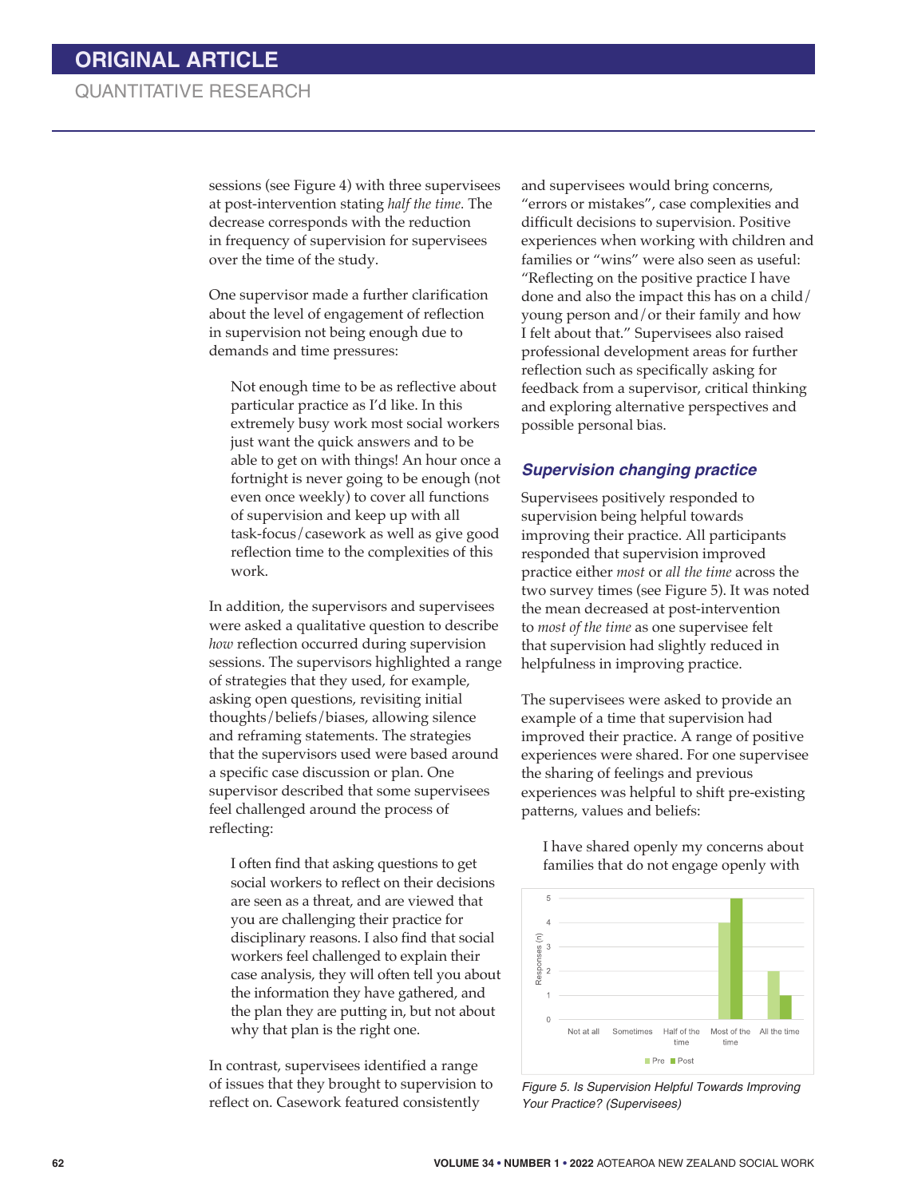sessions (see Figure 4) with three supervisees at post-intervention stating *half the time.* The decrease corresponds with the reduction in frequency of supervision for supervisees over the time of the study.

One supervisor made a further clarification about the level of engagement of reflection in supervision not being enough due to demands and time pressures:

> Not enough time to be as reflective about particular practice as I'd like. In this extremely busy work most social workers just want the quick answers and to be able to get on with things! An hour once a fortnight is never going to be enough (not even once weekly) to cover all functions of supervision and keep up with all task-focus/casework as well as give good reflection time to the complexities of this work.

In addition, the supervisors and supervisees were asked a qualitative question to describe *how* reflection occurred during supervision sessions. The supervisors highlighted a range of strategies that they used, for example, asking open questions, revisiting initial thoughts/beliefs/biases, allowing silence and reframing statements. The strategies that the supervisors used were based around a specific case discussion or plan. One supervisor described that some supervisees feel challenged around the process of reflecting:

> I often find that asking questions to get social workers to reflect on their decisions are seen as a threat, and are viewed that you are challenging their practice for disciplinary reasons. I also find that social workers feel challenged to explain their case analysis, they will often tell you about the information they have gathered, and the plan they are putting in, but not about why that plan is the right one.

In contrast, supervisees identified a range of issues that they brought to supervision to reflect on. Casework featured consistently and supervisees would bring concerns, "errors or mistakes", case complexities and difficult decisions to supervision. Positive experiences when working with children and families or "wins" were also seen as useful: "Reflecting on the positive practice I have done and also the impact this has on a child/young person and/or their family and how I felt about that." Supervisees also raised professional development areas for further reflection such as specifically asking for feedback from a supervisor, critical thinking and exploring alternative perspectives and possible personal bias.

### Supervision changing practice

Supervisees positively responded to supervision being helpful towards improving their practice. All participants responded that supervision improved practice either *most* or *all the time* across the two survey times (see Figure 5). It was noted the mean decreased at post-intervention to *most of the time* as one supervisee felt that supervision had slightly reduced in helpfulness in improving practice.

The supervisees were asked to provide an example of a time that supervision had improved their practice. A range of positive experiences were shared. For one supervisee the sharing of feelings and previous experiences was helpful to shift pre-existing patterns, values and beliefs:

> I have shared openly my concerns about families that do not engage openly with

| Responses (n) | Not at all | Sometimes | Half of the time | Most of the time | All the time |
|---|---|---|---|---|---|
| Pre | 0 | 0 | 0 | 4 | 2 |
| Post | 0 | 0 | 0 | 5 | 1 |

*Figure 5. Is Supervision Helpful Towards Improving Your Practice? (Supervisees)*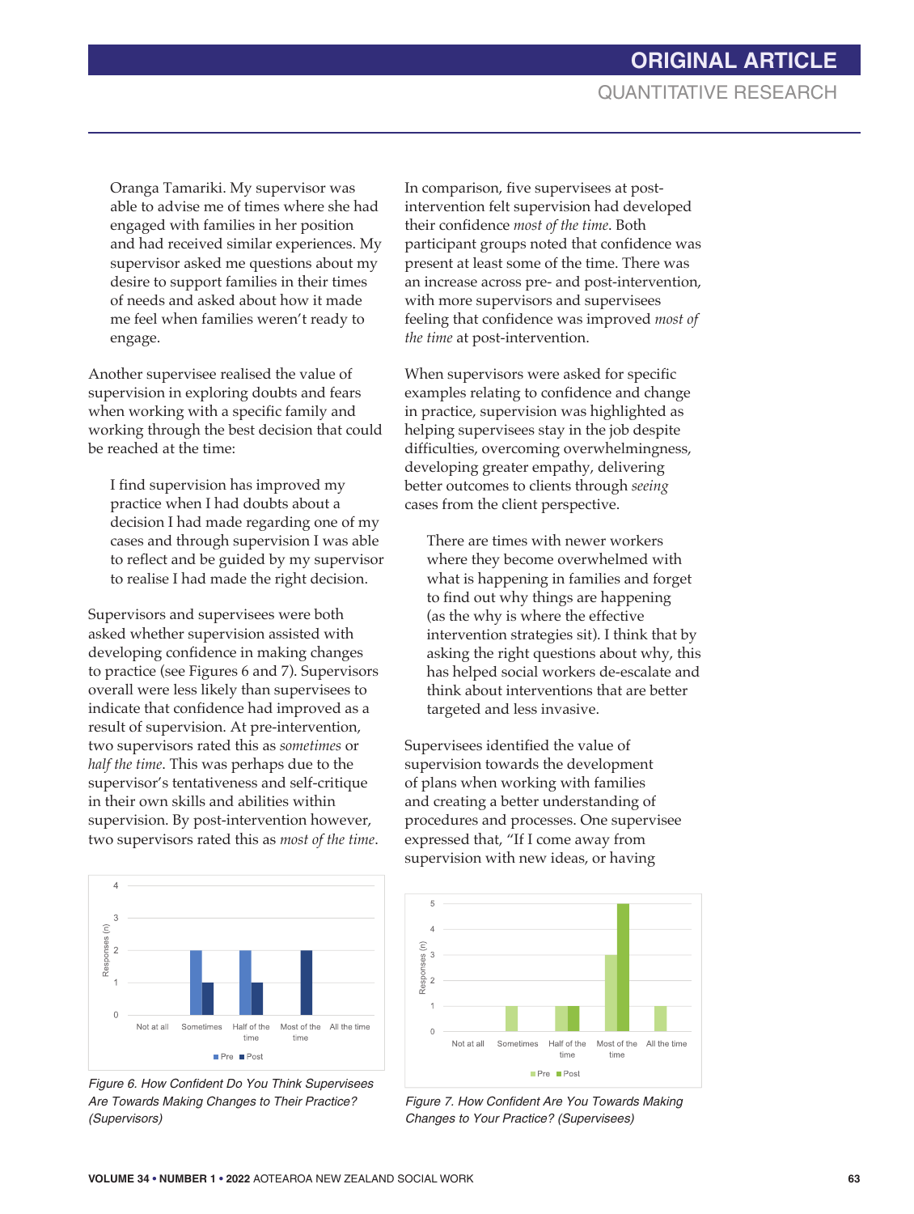> Oranga Tamariki. My supervisor was able to advise me of times where she had engaged with families in her position and had received similar experiences. My supervisor asked me questions about my desire to support families in their times of needs and asked about how it made me feel when families weren't ready to engage.

Another supervisee realised the value of supervision in exploring doubts and fears when working with a specific family and working through the best decision that could be reached at the time:

> I find supervision has improved my practice when I had doubts about a decision I had made regarding one of my cases and through supervision I was able to reflect and be guided by my supervisor to realise I had made the right decision.

Supervisors and supervisees were both asked whether supervision assisted with developing confidence in making changes to practice (see Figures 6 and 7). Supervisors overall were less likely than supervisees to indicate that confidence had improved as a result of supervision. At pre-intervention, two supervisors rated this as *sometimes* or *half the time*. This was perhaps due to the supervisor's tentativeness and self-critique in their own skills and abilities within supervision. By post-intervention however, two supervisors rated this as *most of the time*.

| | Not at all | Sometimes | Half of the time | Most of the time | All the time |
|---|---|---|---|---|---|
| Pre | 0 | 2 | 2 | 0 | 0 |
| Post | 0 | 1 | 1 | 2 | 0 |

*Figure 6. How Confident Do You Think Supervisees Are Towards Making Changes to Their Practice? (Supervisors)*

In comparison, five supervisees at post-intervention felt supervision had developed their confidence *most of the time*. Both participant groups noted that confidence was present at least some of the time. There was an increase across pre- and post-intervention, with more supervisors and supervisees feeling that confidence was improved *most of the time* at post-intervention.

When supervisors were asked for specific examples relating to confidence and change in practice, supervision was highlighted as helping supervisees stay in the job despite difficulties, overcoming overwhelmingness, developing greater empathy, delivering better outcomes to clients through *seeing* cases from the client perspective.

> There are times with newer workers where they become overwhelmed with what is happening in families and forget to find out why things are happening (as the why is where the effective intervention strategies sit). I think that by asking the right questions about why, this has helped social workers de-escalate and think about interventions that are better targeted and less invasive.

Supervisees identified the value of supervision towards the development of plans when working with families and creating a better understanding of procedures and processes. One supervisee expressed that, "If I come away from supervision with new ideas, or having

| | Not at all | Sometimes | Half of the time | Most of the time | All the time |
|---|---|---|---|---|---|
| Pre | 0 | 1 | 1 | 3 | 1 |
| Post | 0 | 0 | 1 | 5 | 0 |

*Figure 7. How Confident Are You Towards Making Changes to Your Practice? (Supervisees)*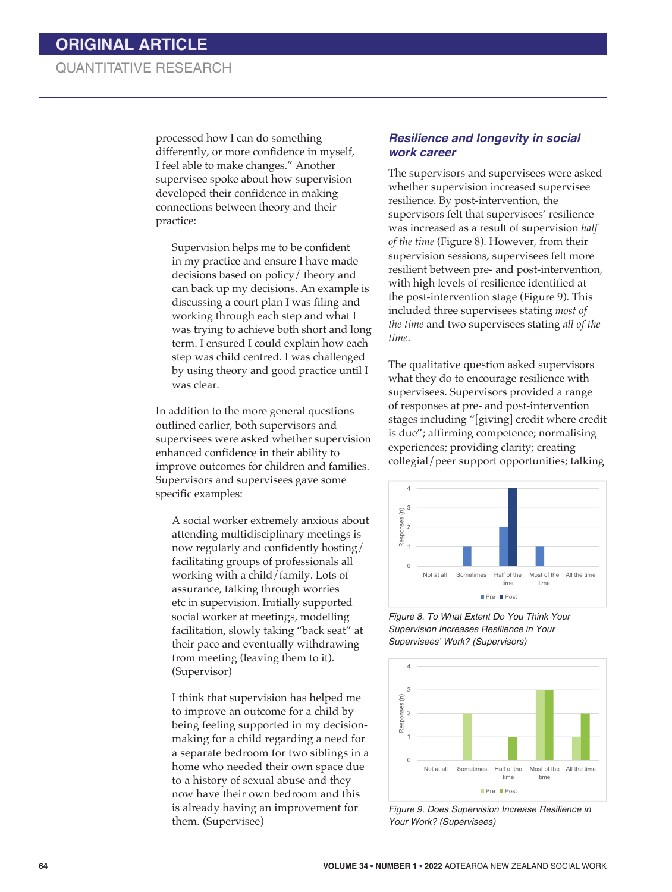processed how I can do something differently, or more confidence in myself, I feel able to make changes." Another supervisee spoke about how supervision developed their confidence in making connections between theory and their practice:

> Supervision helps me to be confident in my practice and ensure I have made decisions based on policy/ theory and can back up my decisions. An example is discussing a court plan I was filing and working through each step and what I was trying to achieve both short and long term. I ensured I could explain how each step was child centred. I was challenged by using theory and good practice until I was clear.

In addition to the more general questions outlined earlier, both supervisors and supervisees were asked whether supervision enhanced confidence in their ability to improve outcomes for children and families. Supervisors and supervisees gave some specific examples:

> A social worker extremely anxious about attending multidisciplinary meetings is now regularly and confidently hosting/ facilitating groups of professionals all working with a child/family. Lots of assurance, talking through worries etc in supervision. Initially supported social worker at meetings, modelling facilitation, slowly taking "back seat" at their pace and eventually withdrawing from meeting (leaving them to it). (Supervisor)

> I think that supervision has helped me to improve an outcome for a child by being feeling supported in my decision-making for a child regarding a need for a separate bedroom for two siblings in a home who needed their own space due to a history of sexual abuse and they now have their own bedroom and this is already having an improvement for them. (Supervisee)

### *Resilience and longevity in social work career*

The supervisors and supervisees were asked whether supervision increased supervisee resilience. By post-intervention, the supervisors felt that supervisees' resilience was increased as a result of supervision *half of the time* (Figure 8). However, from their supervision sessions, supervisees felt more resilient between pre- and post-intervention, with high levels of resilience identified at the post-intervention stage (Figure 9). This included three supervisees stating *most of the time* and two supervisees stating *all of the time*.

The qualitative question asked supervisors what they do to encourage resilience with supervisees. Supervisors provided a range of responses at pre- and post-intervention stages including "[giving] credit where credit is due"; affirming competence; normalising experiences; providing clarity; creating collegial/peer support opportunities; talking

Figure 8. To What Extent Do You Think Your Supervision Increases Resilience in Your Supervisees' Work? (Supervisors)

Figure 9. Does Supervision Increase Resilience in Your Work? (Supervisees)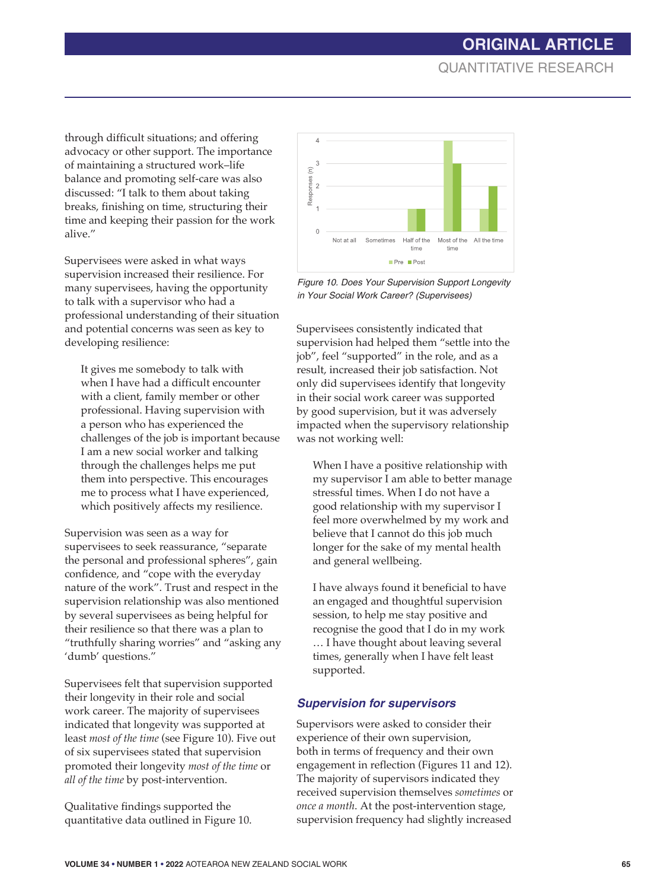through difficult situations; and offering advocacy or other support. The importance of maintaining a structured work–life balance and promoting self-care was also discussed: "I talk to them about taking breaks, finishing on time, structuring their time and keeping their passion for the work alive."

Supervisees were asked in what ways supervision increased their resilience. For many supervisees, having the opportunity to talk with a supervisor who had a professional understanding of their situation and potential concerns was seen as key to developing resilience:

> It gives me somebody to talk with when I have had a difficult encounter with a client, family member or other professional. Having supervision with a person who has experienced the challenges of the job is important because I am a new social worker and talking through the challenges helps me put them into perspective. This encourages me to process what I have experienced, which positively affects my resilience.

Supervision was seen as a way for supervisees to seek reassurance, "separate the personal and professional spheres", gain confidence, and "cope with the everyday nature of the work". Trust and respect in the supervision relationship was also mentioned by several supervisees as being helpful for their resilience so that there was a plan to "truthfully sharing worries" and "asking any 'dumb' questions."

Supervisees felt that supervision supported their longevity in their role and social work career. The majority of supervisees indicated that longevity was supported at least *most of the time* (see Figure 10). Five out of six supervisees stated that supervision promoted their longevity *most of the time* or *all of the time* by post-intervention.

Qualitative findings supported the quantitative data outlined in Figure 10.

*Figure 10. Does Your Supervision Support Longevity in Your Social Work Career? (Supervisees)*

Supervisees consistently indicated that supervision had helped them "settle into the job", feel "supported" in the role, and as a result, increased their job satisfaction. Not only did supervisees identify that longevity in their social work career was supported by good supervision, but it was adversely impacted when the supervisory relationship was not working well:

> When I have a positive relationship with my supervisor I am able to better manage stressful times. When I do not have a good relationship with my supervisor I feel more overwhelmed by my work and believe that I cannot do this job much longer for the sake of my mental health and general wellbeing.

> I have always found it beneficial to have an engaged and thoughtful supervision session, to help me stay positive and recognise the good that I do in my work … I have thought about leaving several times, generally when I have felt least supported.

### *Supervision for supervisors*

Supervisors were asked to consider their experience of their own supervision, both in terms of frequency and their own engagement in reflection (Figures 11 and 12). The majority of supervisors indicated they received supervision themselves *sometimes* or *once a month*. At the post-intervention stage, supervision frequency had slightly increased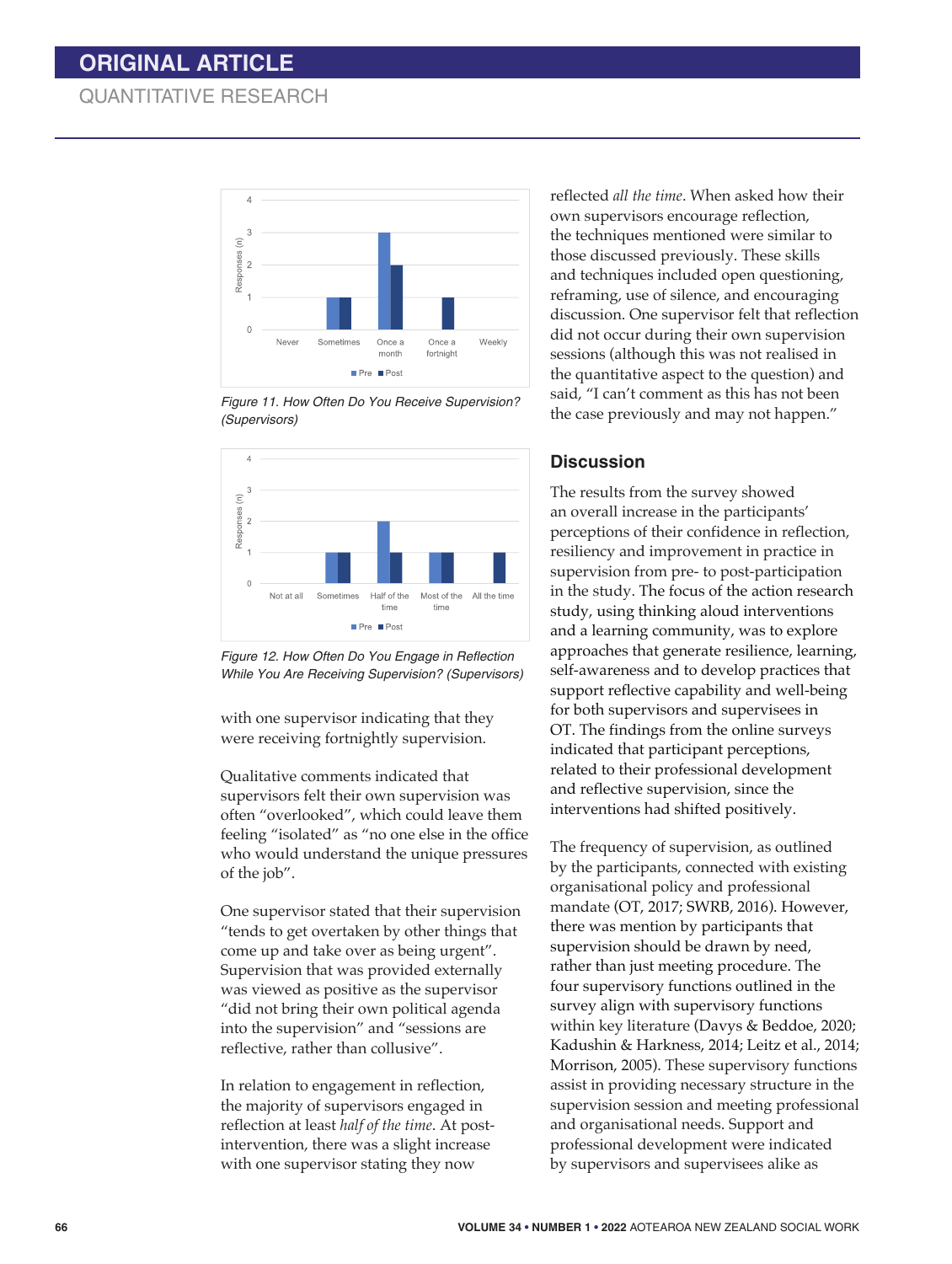Figure 11. How Often Do You Receive Supervision? (Supervisors)

Figure 12. How Often Do You Engage in Reflection While You Are Receiving Supervision? (Supervisors)

with one supervisor indicating that they were receiving fortnightly supervision.

Qualitative comments indicated that supervisors felt their own supervision was often "overlooked", which could leave them feeling "isolated" as "no one else in the office who would understand the unique pressures of the job".

One supervisor stated that their supervision "tends to get overtaken by other things that come up and take over as being urgent". Supervision that was provided externally was viewed as positive as the supervisor "did not bring their own political agenda into the supervision" and "sessions are reflective, rather than collusive".

In relation to engagement in reflection, the majority of supervisors engaged in reflection at least *half of the time*. At post-intervention, there was a slight increase with one supervisor stating they now reflected *all the time*. When asked how their own supervisors encourage reflection, the techniques mentioned were similar to those discussed previously. These skills and techniques included open questioning, reframing, use of silence, and encouraging discussion. One supervisor felt that reflection did not occur during their own supervision sessions (although this was not realised in the quantitative aspect to the question) and said, "I can't comment as this has not been the case previously and may not happen."

## Discussion

The results from the survey showed an overall increase in the participants' perceptions of their confidence in reflection, resiliency and improvement in practice in supervision from pre- to post-participation in the study. The focus of the action research study, using thinking aloud interventions and a learning community, was to explore approaches that generate resilience, learning, self-awareness and to develop practices that support reflective capability and well-being for both supervisors and supervisees in OT. The findings from the online surveys indicated that participant perceptions, related to their professional development and reflective supervision, since the interventions had shifted positively.

The frequency of supervision, as outlined by the participants, connected with existing organisational policy and professional mandate (OT, 2017; SWRB, 2016). However, there was mention by participants that supervision should be drawn by need, rather than just meeting procedure. The four supervisory functions outlined in the survey align with supervisory functions within key literature (Davys & Beddoe, 2020; Kadushin & Harkness, 2014; Leitz et al., 2014; Morrison, 2005). These supervisory functions assist in providing necessary structure in the supervision session and meeting professional and organisational needs. Support and professional development were indicated by supervisors and supervisees alike as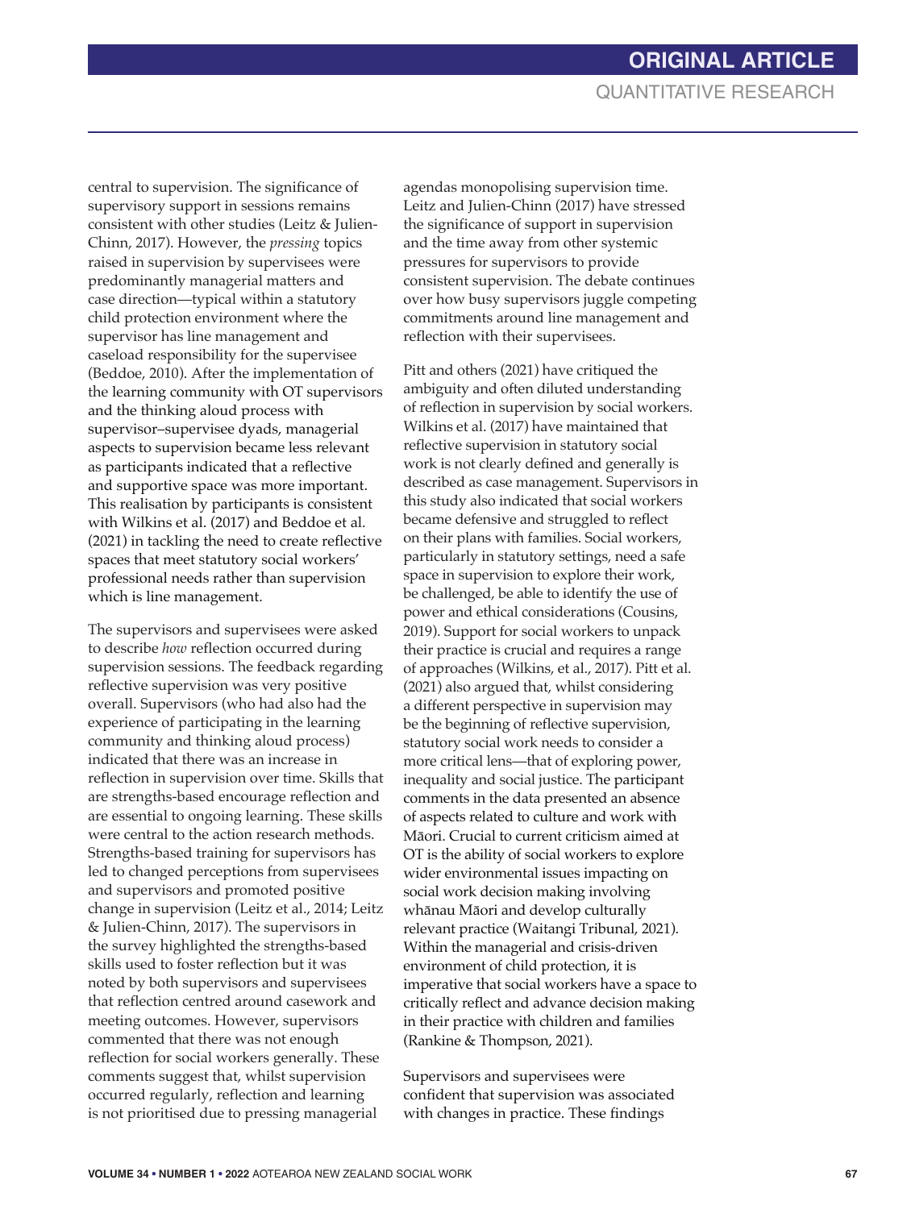central to supervision. The significance of supervisory support in sessions remains consistent with other studies (Leitz & Julien-Chinn, 2017). However, the *pressing* topics raised in supervision by supervisees were predominantly managerial matters and case direction—typical within a statutory child protection environment where the supervisor has line management and caseload responsibility for the supervisee (Beddoe, 2010). After the implementation of the learning community with OT supervisors and the thinking aloud process with supervisor–supervisee dyads, managerial aspects to supervision became less relevant as participants indicated that a reflective and supportive space was more important. This realisation by participants is consistent with Wilkins et al. (2017) and Beddoe et al. (2021) in tackling the need to create reflective spaces that meet statutory social workers' professional needs rather than supervision which is line management.

The supervisors and supervisees were asked to describe *how* reflection occurred during supervision sessions. The feedback regarding reflective supervision was very positive overall. Supervisors (who had also had the experience of participating in the learning community and thinking aloud process) indicated that there was an increase in reflection in supervision over time. Skills that are strengths-based encourage reflection and are essential to ongoing learning. These skills were central to the action research methods. Strengths-based training for supervisors has led to changed perceptions from supervisees and supervisors and promoted positive change in supervision (Leitz et al., 2014; Leitz & Julien-Chinn, 2017). The supervisors in the survey highlighted the strengths-based skills used to foster reflection but it was noted by both supervisors and supervisees that reflection centred around casework and meeting outcomes. However, supervisors commented that there was not enough reflection for social workers generally. These comments suggest that, whilst supervision occurred regularly, reflection and learning is not prioritised due to pressing managerial agendas monopolising supervision time. Leitz and Julien-Chinn (2017) have stressed the significance of support in supervision and the time away from other systemic pressures for supervisors to provide consistent supervision. The debate continues over how busy supervisors juggle competing commitments around line management and reflection with their supervisees.

Pitt and others (2021) have critiqued the ambiguity and often diluted understanding of reflection in supervision by social workers. Wilkins et al. (2017) have maintained that reflective supervision in statutory social work is not clearly defined and generally is described as case management. Supervisors in this study also indicated that social workers became defensive and struggled to reflect on their plans with families. Social workers, particularly in statutory settings, need a safe space in supervision to explore their work, be challenged, be able to identify the use of power and ethical considerations (Cousins, 2019). Support for social workers to unpack their practice is crucial and requires a range of approaches (Wilkins, et al., 2017). Pitt et al. (2021) also argued that, whilst considering a different perspective in supervision may be the beginning of reflective supervision, statutory social work needs to consider a more critical lens—that of exploring power, inequality and social justice. The participant comments in the data presented an absence of aspects related to culture and work with Māori. Crucial to current criticism aimed at OT is the ability of social workers to explore wider environmental issues impacting on social work decision making involving whānau Māori and develop culturally relevant practice (Waitangi Tribunal, 2021). Within the managerial and crisis-driven environment of child protection, it is imperative that social workers have a space to critically reflect and advance decision making in their practice with children and families (Rankine & Thompson, 2021).

Supervisors and supervisees were confident that supervision was associated with changes in practice. These findings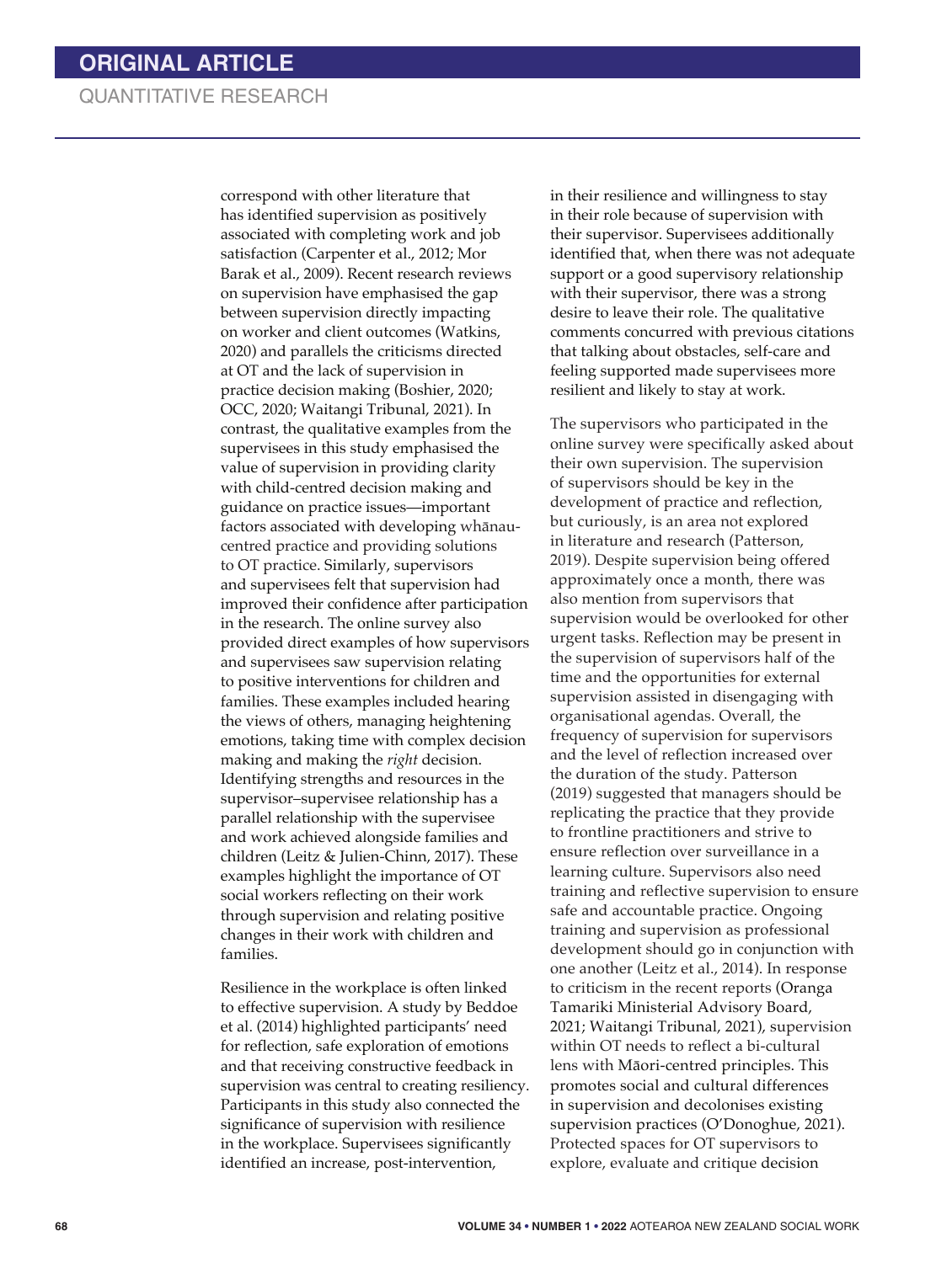correspond with other literature that has identified supervision as positively associated with completing work and job satisfaction (Carpenter et al., 2012; Mor Barak et al., 2009). Recent research reviews on supervision have emphasised the gap between supervision directly impacting on worker and client outcomes (Watkins, 2020) and parallels the criticisms directed at OT and the lack of supervision in practice decision making (Boshier, 2020; OCC, 2020; Waitangi Tribunal, 2021). In contrast, the qualitative examples from the supervisees in this study emphasised the value of supervision in providing clarity with child-centred decision making and guidance on practice issues—important factors associated with developing whānau-centred practice and providing solutions to OT practice. Similarly, supervisors and supervisees felt that supervision had improved their confidence after participation in the research. The online survey also provided direct examples of how supervisors and supervisees saw supervision relating to positive interventions for children and families. These examples included hearing the views of others, managing heightening emotions, taking time with complex decision making and making the *right* decision. Identifying strengths and resources in the supervisor–supervisee relationship has a parallel relationship with the supervisee and work achieved alongside families and children (Leitz & Julien-Chinn, 2017). These examples highlight the importance of OT social workers reflecting on their work through supervision and relating positive changes in their work with children and families.

Resilience in the workplace is often linked to effective supervision. A study by Beddoe et al. (2014) highlighted participants' need for reflection, safe exploration of emotions and that receiving constructive feedback in supervision was central to creating resiliency. Participants in this study also connected the significance of supervision with resilience in the workplace. Supervisees significantly identified an increase, post-intervention, in their resilience and willingness to stay in their role because of supervision with their supervisor. Supervisees additionally identified that, when there was not adequate support or a good supervisory relationship with their supervisor, there was a strong desire to leave their role. The qualitative comments concurred with previous citations that talking about obstacles, self-care and feeling supported made supervisees more resilient and likely to stay at work.

The supervisors who participated in the online survey were specifically asked about their own supervision. The supervision of supervisors should be key in the development of practice and reflection, but curiously, is an area not explored in literature and research (Patterson, 2019). Despite supervision being offered approximately once a month, there was also mention from supervisors that supervision would be overlooked for other urgent tasks. Reflection may be present in the supervision of supervisors half of the time and the opportunities for external supervision assisted in disengaging with organisational agendas. Overall, the frequency of supervision for supervisors and the level of reflection increased over the duration of the study. Patterson (2019) suggested that managers should be replicating the practice that they provide to frontline practitioners and strive to ensure reflection over surveillance in a learning culture. Supervisors also need training and reflective supervision to ensure safe and accountable practice. Ongoing training and supervision as professional development should go in conjunction with one another (Leitz et al., 2014). In response to criticism in the recent reports (Oranga Tamariki Ministerial Advisory Board, 2021; Waitangi Tribunal, 2021), supervision within OT needs to reflect a bi-cultural lens with Māori-centred principles. This promotes social and cultural differences in supervision and decolonises existing supervision practices (O'Donoghue, 2021). Protected spaces for OT supervisors to explore, evaluate and critique decision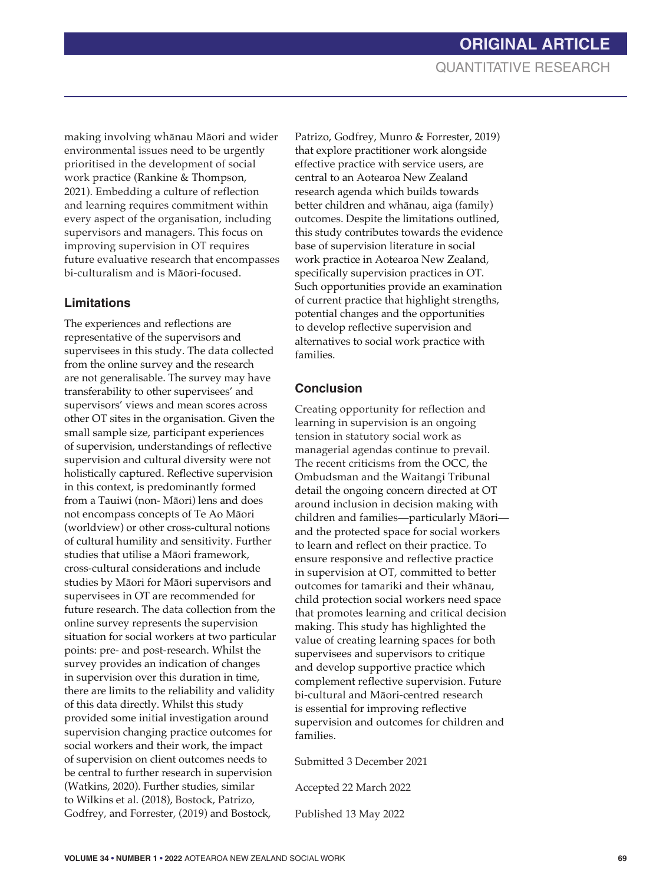making involving whānau Māori and wider environmental issues need to be urgently prioritised in the development of social work practice (Rankine & Thompson, 2021). Embedding a culture of reflection and learning requires commitment within every aspect of the organisation, including supervisors and managers. This focus on improving supervision in OT requires future evaluative research that encompasses bi-culturalism and is Māori-focused.

### Limitations

The experiences and reflections are representative of the supervisors and supervisees in this study. The data collected from the online survey and the research are not generalisable. The survey may have transferability to other supervisees' and supervisors' views and mean scores across other OT sites in the organisation. Given the small sample size, participant experiences of supervision, understandings of reflective supervision and cultural diversity were not holistically captured. Reflective supervision in this context, is predominantly formed from a Tauiwi (non- Māori) lens and does not encompass concepts of Te Ao Māori (worldview) or other cross-cultural notions of cultural humility and sensitivity. Further studies that utilise a Māori framework, cross-cultural considerations and include studies by Māori for Māori supervisors and supervisees in OT are recommended for future research. The data collection from the online survey represents the supervision situation for social workers at two particular points: pre- and post-research. Whilst the survey provides an indication of changes in supervision over this duration in time, there are limits to the reliability and validity of this data directly. Whilst this study provided some initial investigation around supervision changing practice outcomes for social workers and their work, the impact of supervision on client outcomes needs to be central to further research in supervision (Watkins, 2020). Further studies, similar to Wilkins et al. (2018), Bostock, Patrizo, Godfrey, and Forrester, (2019) and Bostock, Patrizo, Godfrey, Munro & Forrester, 2019) that explore practitioner work alongside effective practice with service users, are central to an Aotearoa New Zealand research agenda which builds towards better children and whānau, aiga (family) outcomes. Despite the limitations outlined, this study contributes towards the evidence base of supervision literature in social work practice in Aotearoa New Zealand, specifically supervision practices in OT. Such opportunities provide an examination of current practice that highlight strengths, potential changes and the opportunities to develop reflective supervision and alternatives to social work practice with families.

### Conclusion

Creating opportunity for reflection and learning in supervision is an ongoing tension in statutory social work as managerial agendas continue to prevail. The recent criticisms from the OCC, the Ombudsman and the Waitangi Tribunal detail the ongoing concern directed at OT around inclusion in decision making with children and families—particularly Māori—and the protected space for social workers to learn and reflect on their practice. To ensure responsive and reflective practice in supervision at OT, committed to better outcomes for tamariki and their whānau, child protection social workers need space that promotes learning and critical decision making. This study has highlighted the value of creating learning spaces for both supervisees and supervisors to critique and develop supportive practice which complement reflective supervision. Future bi-cultural and Māori-centred research is essential for improving reflective supervision and outcomes for children and families.

Submitted 3 December 2021

Accepted 22 March 2022

Published 13 May 2022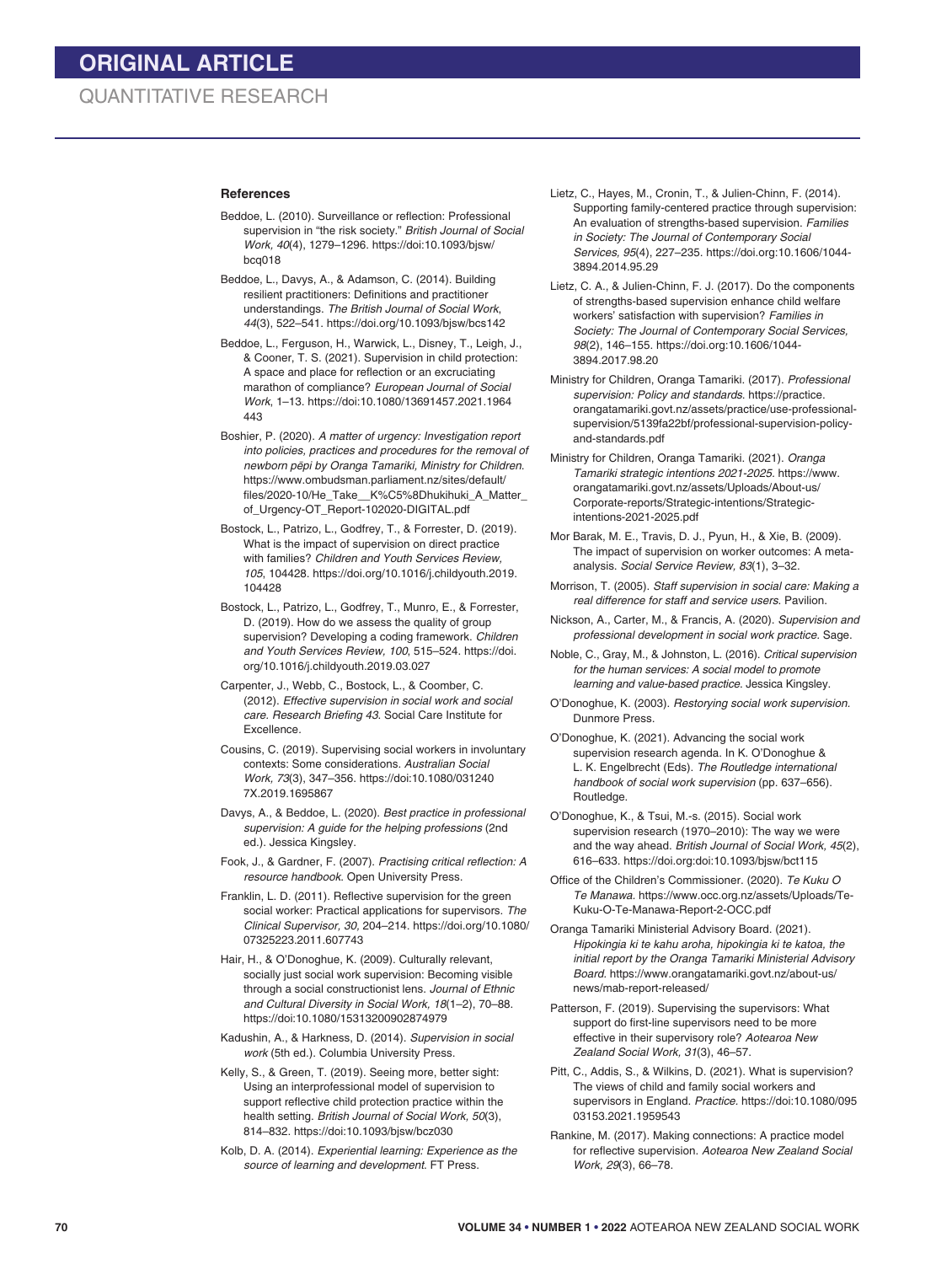## References

Beddoe, L. (2010). Surveillance or reflection: Professional supervision in "the risk society." *British Journal of Social Work, 40*(4), 1279–1296. https://doi:10.1093/bjsw/bcq018

Beddoe, L., Davys, A., & Adamson, C. (2014). Building resilient practitioners: Definitions and practitioner understandings. *The British Journal of Social Work, 44*(3), 522–541. https://doi.org/10.1093/bjsw/bcs142

Beddoe, L., Ferguson, H., Warwick, L., Disney, T., Leigh, J., & Cooner, T. S. (2021). Supervision in child protection: A space and place for reflection or an excruciating marathon of compliance? *European Journal of Social Work*, 1–13. https://doi:10.1080/13691457.2021.1964443

Boshier, P. (2020). *A matter of urgency: Investigation report into policies, practices and procedures for the removal of newborn pēpi by Oranga Tamariki, Ministry for Children*. https://www.ombudsman.parliament.nz/sites/default/files/2020-10/He_Take__K%C5%8Dhukihuki_A_Matter_of_Urgency-OT_Report-102020-DIGITAL.pdf

Bostock, L., Patrizo, L., Godfrey, T., & Forrester, D. (2019). What is the impact of supervision on direct practice with families? *Children and Youth Services Review, 105*, 104428. https://doi.org/10.1016/j.childyouth.2019.104428

Bostock, L., Patrizo, L., Godfrey, T., Munro, E., & Forrester, D. (2019). How do we assess the quality of group supervision? Developing a coding framework. *Children and Youth Services Review, 100*, 515–524. https://doi.org/10.1016/j.childyouth.2019.03.027

Carpenter, J., Webb, C., Bostock, L., & Coomber, C. (2012). *Effective supervision in social work and social care. Research Briefing 43*. Social Care Institute for Excellence.

Cousins, C. (2019). Supervising social workers in involuntary contexts: Some considerations. *Australian Social Work, 73*(3), 347–356. https://doi.org/10.1080/0312407X.2019.1695867

Davys, A., & Beddoe, L. (2020). *Best practice in professional supervision: A guide for the helping professions* (2nd ed.). Jessica Kingsley.

Fook, J., & Gardner, F. (2007). *Practising critical reflection: A resource handbook*. Open University Press.

Franklin, L. D. (2011). Reflective supervision for the green social worker: Practical applications for supervisors. *The Clinical Supervisor, 30*, 204–214. https://doi.org/10.1080/07325223.2011.607743

Hair, H., & O'Donoghue, K. (2009). Culturally relevant, socially just social work supervision: Becoming visible through a social constructionist lens. *Journal of Ethnic and Cultural Diversity in Social Work, 18*(1–2), 70–88. https://doi:10.1080/15313200902874979

Kadushin, A., & Harkness, D. (2014). *Supervision in social work* (5th ed.). Columbia University Press.

Kelly, S., & Green, T. (2019). Seeing more, better sight: Using an interprofessional model of supervision to support reflective child protection practice within the health setting. *British Journal of Social Work, 50*(3), 814–832. https://doi:10.1093/bjsw/bcz030

Kolb, D. A. (2014). *Experiential learning: Experience as the source of learning and development*. FT Press.

Lietz, C., Hayes, M., Cronin, T., & Julien-Chinn, F. (2014). Supporting family-centered practice through supervision: An evaluation of strengths-based supervision. *Families in Society: The Journal of Contemporary Social Services, 95*(4), 227–235. https://doi.org/10.1606/1044-3894.2014.95.29

Lietz, C. A., & Julien-Chinn, F. J. (2017). Do the components of strengths-based supervision enhance child welfare workers' satisfaction with supervision? *Families in Society: The Journal of Contemporary Social Services, 98*(2), 146–155. https://doi.org/10.1606/1044-3894.2017.98.20

Ministry for Children, Oranga Tamariki. (2017). *Professional supervision: Policy and standards*. https://practice.orangatamariki.govt.nz/assets/practice/use-professional-supervision/5139fa22bf/professional-supervision-policy-and-standards.pdf

Ministry for Children, Oranga Tamariki. (2021). *Oranga Tamariki strategic intentions 2021-2025*. https://www.orangatamariki.govt.nz/assets/Uploads/About-us/Corporate-reports/Strategic-intentions/Strategic-intentions-2021-2025.pdf

Mor Barak, M. E., Travis, D. J., Pyun, H., & Xie, B. (2009). The impact of supervision on worker outcomes: A meta-analysis. *Social Service Review, 83*(1), 3–32.

Morrison, T. (2005). *Staff supervision in social care: Making a real difference for staff and service users*. Pavilion.

Nickson, A., Carter, M., & Francis, A. (2020). *Supervision and professional development in social work practice*. Sage.

Noble, C., Gray, M., & Johnston, L. (2016). *Critical supervision for the human services: A social model to promote learning and value-based practice*. Jessica Kingsley.

O'Donoghue, K. (2003). *Restorying social work supervision*. Dunmore Press.

O'Donoghue, K. (2021). Advancing the social work supervision research agenda. In K. O'Donoghue & L. K. Engelbrecht (Eds). *The Routledge international handbook of social work supervision* (pp. 637–656). Routledge.

O'Donoghue, K., & Tsui, M.-s. (2015). Social work supervision research (1970–2010): The way we were and the way ahead. *British Journal of Social Work, 45*(2), 616–633. https://doi.org/doi:10.1093/bjsw/bct115

Office of the Children's Commissioner. (2020). *Te Kuku O Te Manawa*. https://www.occ.org.nz/assets/Uploads/Te-Kuku-O-Te-Manawa-Report-2-OCC.pdf

Oranga Tamariki Ministerial Advisory Board. (2021). *Hipokingia ki te kahu aroha, hipokingia ki te katoa, the initial report by the Oranga Tamariki Ministerial Advisory Board*. https://www.orangatamariki.govt.nz/about-us/news/mab-report-released/

Patterson, F. (2019). Supervising the supervisors: What support do first-line supervisors need to be more effective in their supervisory role? *Aotearoa New Zealand Social Work, 31*(3), 46–57.

Pitt, C., Addis, S., & Wilkins, D. (2021). What is supervision? The views of child and family social workers and supervisors in England. *Practice*. https://doi:10.1080/09503153.2021.1959543

Rankine, M. (2017). Making connections: A practice model for reflective supervision. *Aotearoa New Zealand Social Work, 29*(3), 66–78.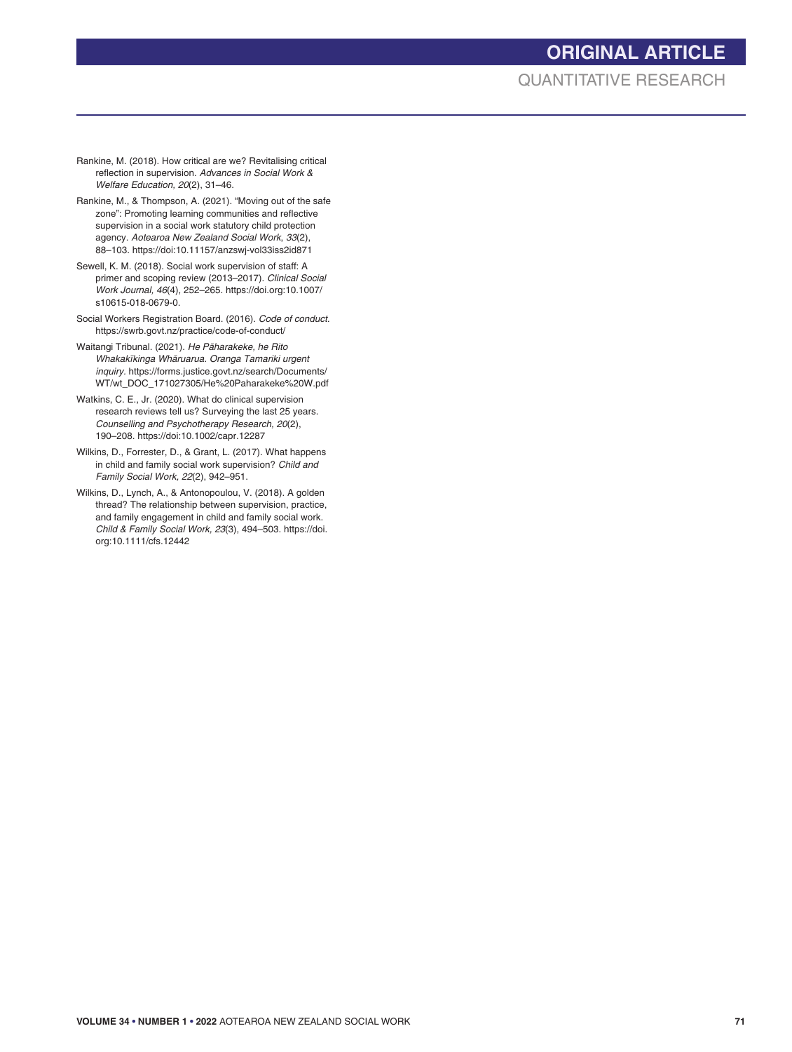Rankine, M. (2018). How critical are we? Revitalising critical reflection in supervision. *Advances in Social Work & Welfare Education, 20*(2), 31–46.

Rankine, M., & Thompson, A. (2021). "Moving out of the safe zone": Promoting learning communities and reflective supervision in a social work statutory child protection agency. *Aotearoa New Zealand Social Work*, *33*(2), 88–103. https://doi:10.11157/anzswj-vol33iss2id871

Sewell, K. M. (2018). Social work supervision of staff: A primer and scoping review (2013–2017). *Clinical Social Work Journal, 46*(4), 252–265. https://doi.org:10.1007/s10615-018-0679-0.

Social Workers Registration Board. (2016). *Code of conduct.* https://swrb.govt.nz/practice/code-of-conduct/

Waitangi Tribunal. (2021). *He Pāharakeke, he Rito Whakakīkinga Whāruarua. Oranga Tamariki urgent inquiry*. https://forms.justice.govt.nz/search/Documents/WT/wt_DOC_171027305/He%20Paharakeke%20W.pdf

Watkins, C. E., Jr. (2020). What do clinical supervision research reviews tell us? Surveying the last 25 years. *Counselling and Psychotherapy Research, 20*(2), 190–208. https://doi:10.1002/capr.12287

Wilkins, D., Forrester, D., & Grant, L. (2017). What happens in child and family social work supervision? *Child and Family Social Work*, *22*(2), 942–951.

Wilkins, D., Lynch, A., & Antonopoulou, V. (2018). A golden thread? The relationship between supervision, practice, and family engagement in child and family social work. *Child & Family Social Work, 23*(3), 494–503. https://doi.org:10.1111/cfs.12442